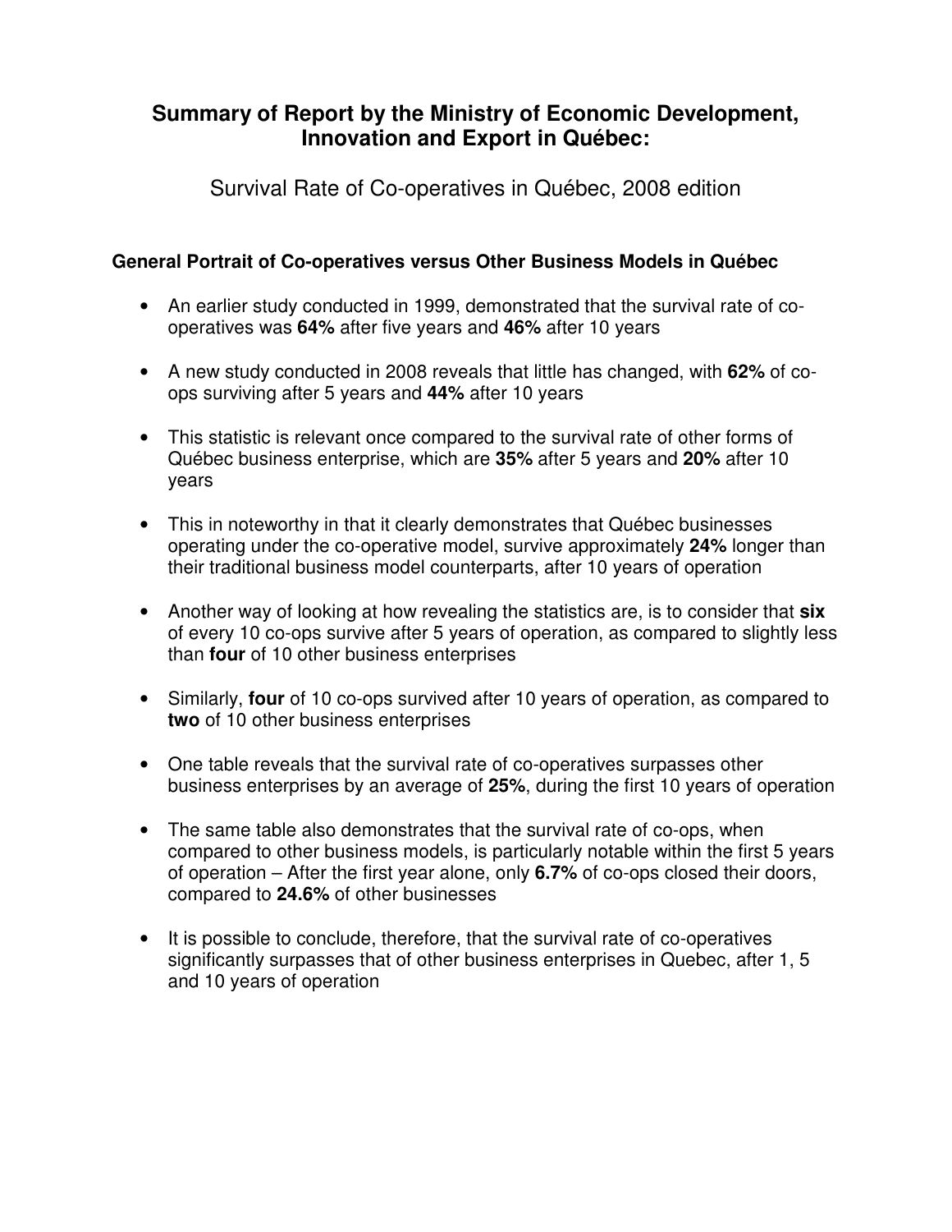# Summary of Report by the Ministry of Economic Development, Innovation and Export in Québec:

Survival Rate of Co-operatives in Québec, 2008 edition

### General Portrait of Co-operatives versus Other Business Models in Québec

- An earlier study conducted in 1999, demonstrated that the survival rate of co-operatives was **64%** after five years and **46%** after 10 years
- A new study conducted in 2008 reveals that little has changed, with **62%** of co-ops surviving after 5 years and **44%** after 10 years
- This statistic is relevant once compared to the survival rate of other forms of Québec business enterprise, which are **35%** after 5 years and **20%** after 10 years
- This in noteworthy in that it clearly demonstrates that Québec businesses operating under the co-operative model, survive approximately **24%** longer than their traditional business model counterparts, after 10 years of operation
- Another way of looking at how revealing the statistics are, is to consider that **six** of every 10 co-ops survive after 5 years of operation, as compared to slightly less than **four** of 10 other business enterprises
- Similarly, **four** of 10 co-ops survived after 10 years of operation, as compared to **two** of 10 other business enterprises
- One table reveals that the survival rate of co-operatives surpasses other business enterprises by an average of **25%**, during the first 10 years of operation
- The same table also demonstrates that the survival rate of co-ops, when compared to other business models, is particularly notable within the first 5 years of operation – After the first year alone, only **6.7%** of co-ops closed their doors, compared to **24.6%** of other businesses
- It is possible to conclude, therefore, that the survival rate of co-operatives significantly surpasses that of other business enterprises in Quebec, after 1, 5 and 10 years of operation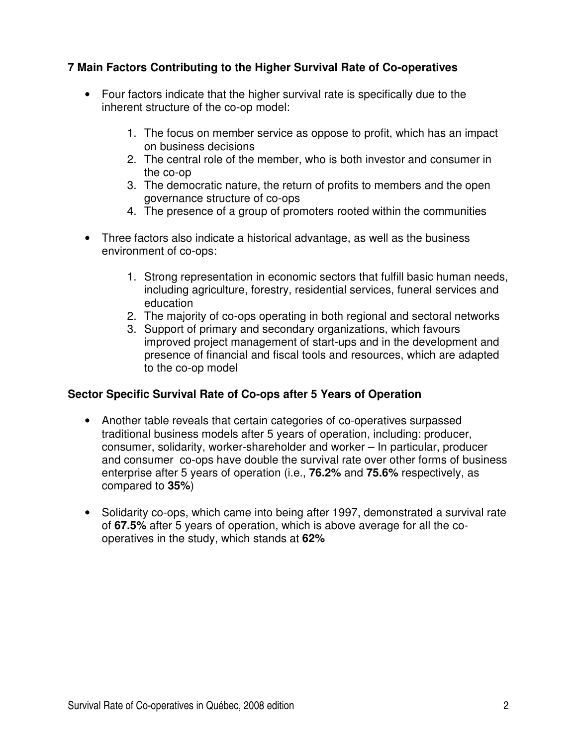### 7 Main Factors Contributing to the Higher Survival Rate of Co-operatives

- Four factors indicate that the higher survival rate is specifically due to the inherent structure of the co-op model:

    1. The focus on member service as oppose to profit, which has an impact on business decisions
    2. The central role of the member, who is both investor and consumer in the co-op
    3. The democratic nature, the return of profits to members and the open governance structure of co-ops
    4. The presence of a group of promoters rooted within the communities

- Three factors also indicate a historical advantage, as well as the business environment of co-ops:

    1. Strong representation in economic sectors that fulfill basic human needs, including agriculture, forestry, residential services, funeral services and education
    2. The majority of co-ops operating in both regional and sectoral networks
    3. Support of primary and secondary organizations, which favours improved project management of start-ups and in the development and presence of financial and fiscal tools and resources, which are adapted to the co-op model

### Sector Specific Survival Rate of Co-ops after 5 Years of Operation

- Another table reveals that certain categories of co-operatives surpassed traditional business models after 5 years of operation, including: producer, consumer, solidarity, worker-shareholder and worker – In particular, producer and consumer co-ops have double the survival rate over other forms of business enterprise after 5 years of operation (i.e., **76.2%** and **75.6%** respectively, as compared to **35%**)

- Solidarity co-ops, which came into being after 1997, demonstrated a survival rate of **67.5%** after 5 years of operation, which is above average for all the co-operatives in the study, which stands at **62%**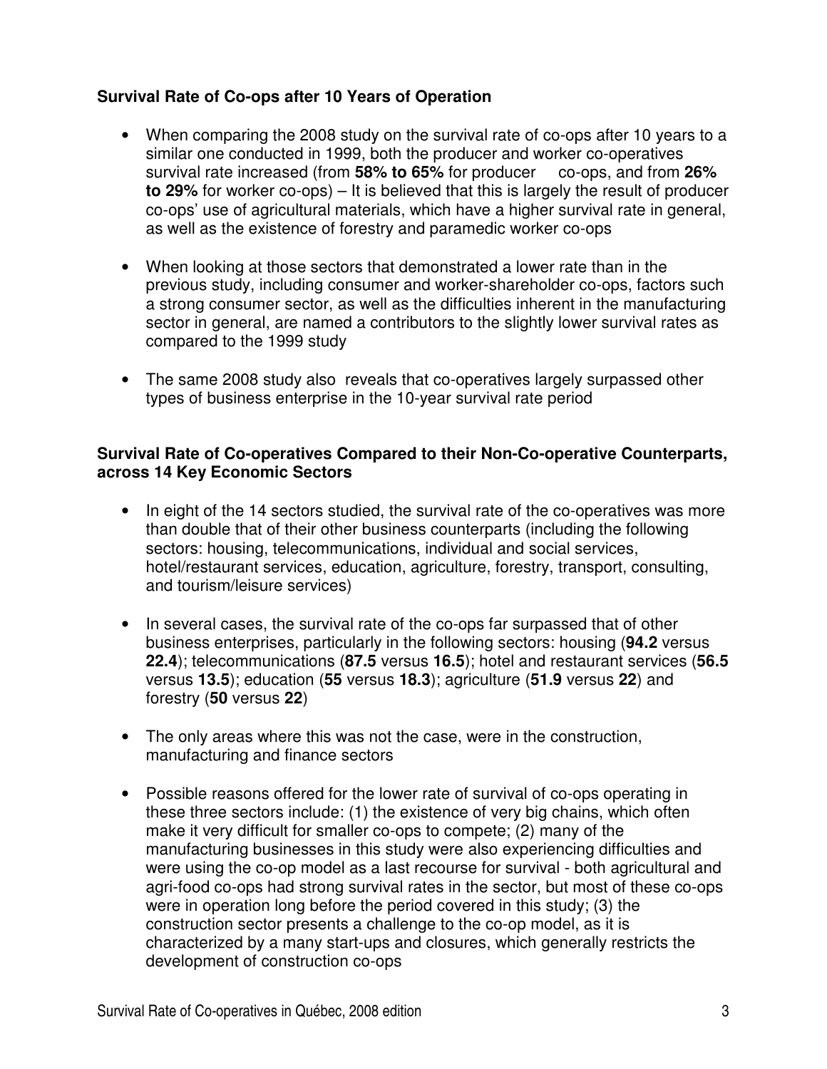### Survival Rate of Co-ops after 10 Years of Operation

- When comparing the 2008 study on the survival rate of co-ops after 10 years to a similar one conducted in 1999, both the producer and worker co-operatives survival rate increased (from **58% to 65%** for producer co-ops, and from **26% to 29%** for worker co-ops) – It is believed that this is largely the result of producer co-ops' use of agricultural materials, which have a higher survival rate in general, as well as the existence of forestry and paramedic worker co-ops

- When looking at those sectors that demonstrated a lower rate than in the previous study, including consumer and worker-shareholder co-ops, factors such a strong consumer sector, as well as the difficulties inherent in the manufacturing sector in general, are named a contributors to the slightly lower survival rates as compared to the 1999 study

- The same 2008 study also reveals that co-operatives largely surpassed other types of business enterprise in the 10-year survival rate period

### Survival Rate of Co-operatives Compared to their Non-Co-operative Counterparts, across 14 Key Economic Sectors

- In eight of the 14 sectors studied, the survival rate of the co-operatives was more than double that of their other business counterparts (including the following sectors: housing, telecommunications, individual and social services, hotel/restaurant services, education, agriculture, forestry, transport, consulting, and tourism/leisure services)

- In several cases, the survival rate of the co-ops far surpassed that of other business enterprises, particularly in the following sectors: housing (**94.2** versus **22.4**); telecommunications (**87.5** versus **16.5**); hotel and restaurant services (**56.5** versus **13.5**); education (**55** versus **18.3**); agriculture (**51.9** versus **22**) and forestry (**50** versus **22**)

- The only areas where this was not the case, were in the construction, manufacturing and finance sectors

- Possible reasons offered for the lower rate of survival of co-ops operating in these three sectors include: (1) the existence of very big chains, which often make it very difficult for smaller co-ops to compete; (2) many of the manufacturing businesses in this study were also experiencing difficulties and were using the co-op model as a last recourse for survival - both agricultural and agri-food co-ops had strong survival rates in the sector, but most of these co-ops were in operation long before the period covered in this study; (3) the construction sector presents a challenge to the co-op model, as it is characterized by a many start-ups and closures, which generally restricts the development of construction co-ops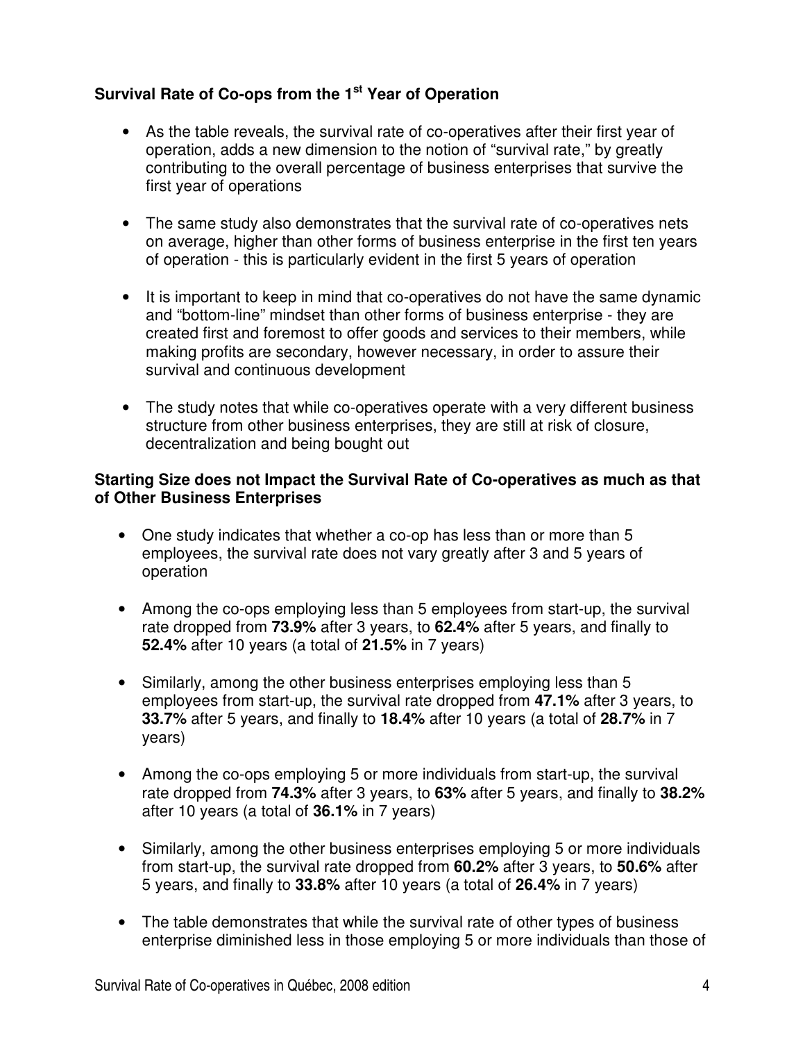### Survival Rate of Co-ops from the 1st Year of Operation

- As the table reveals, the survival rate of co-operatives after their first year of operation, adds a new dimension to the notion of "survival rate," by greatly contributing to the overall percentage of business enterprises that survive the first year of operations
- The same study also demonstrates that the survival rate of co-operatives nets on average, higher than other forms of business enterprise in the first ten years of operation - this is particularly evident in the first 5 years of operation
- It is important to keep in mind that co-operatives do not have the same dynamic and "bottom-line" mindset than other forms of business enterprise - they are created first and foremost to offer goods and services to their members, while making profits are secondary, however necessary, in order to assure their survival and continuous development
- The study notes that while co-operatives operate with a very different business structure from other business enterprises, they are still at risk of closure, decentralization and being bought out

### Starting Size does not Impact the Survival Rate of Co-operatives as much as that of Other Business Enterprises

- One study indicates that whether a co-op has less than or more than 5 employees, the survival rate does not vary greatly after 3 and 5 years of operation
- Among the co-ops employing less than 5 employees from start-up, the survival rate dropped from **73.9%** after 3 years, to **62.4%** after 5 years, and finally to **52.4%** after 10 years (a total of **21.5%** in 7 years)
- Similarly, among the other business enterprises employing less than 5 employees from start-up, the survival rate dropped from **47.1%** after 3 years, to **33.7%** after 5 years, and finally to **18.4%** after 10 years (a total of **28.7%** in 7 years)
- Among the co-ops employing 5 or more individuals from start-up, the survival rate dropped from **74.3%** after 3 years, to **63%** after 5 years, and finally to **38.2%** after 10 years (a total of **36.1%** in 7 years)
- Similarly, among the other business enterprises employing 5 or more individuals from start-up, the survival rate dropped from **60.2%** after 3 years, to **50.6%** after 5 years, and finally to **33.8%** after 10 years (a total of **26.4%** in 7 years)
- The table demonstrates that while the survival rate of other types of business enterprise diminished less in those employing 5 or more individuals than those of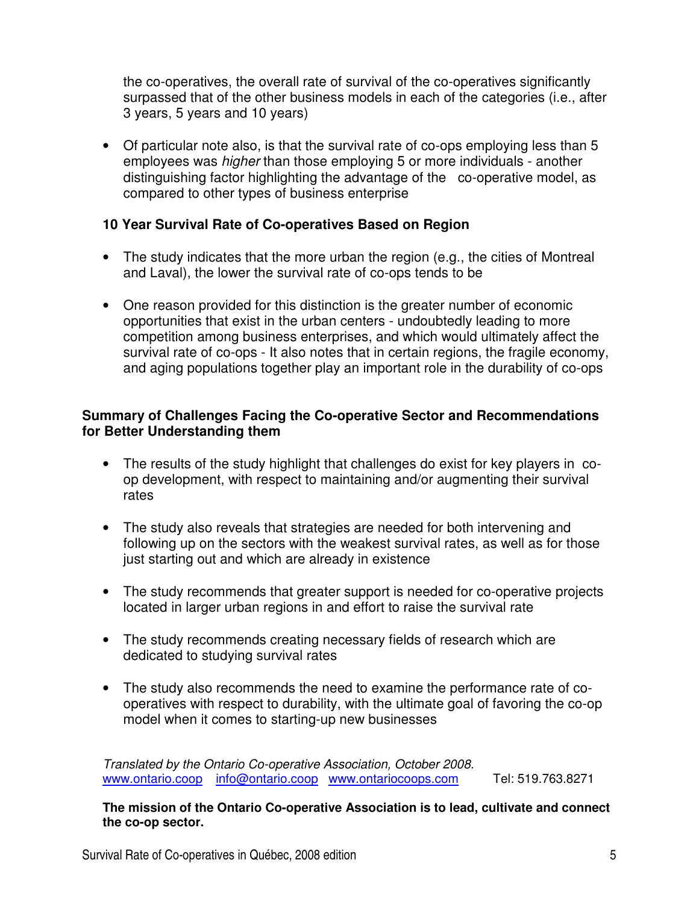the co-operatives, the overall rate of survival of the co-operatives significantly surpassed that of the other business models in each of the categories (i.e., after 3 years, 5 years and 10 years)

- Of particular note also, is that the survival rate of co-ops employing less than 5 employees was *higher* than those employing 5 or more individuals - another distinguishing factor highlighting the advantage of the co-operative model, as compared to other types of business enterprise

### 10 Year Survival Rate of Co-operatives Based on Region

- The study indicates that the more urban the region (e.g., the cities of Montreal and Laval), the lower the survival rate of co-ops tends to be
- One reason provided for this distinction is the greater number of economic opportunities that exist in the urban centers - undoubtedly leading to more competition among business enterprises, and which would ultimately affect the survival rate of co-ops - It also notes that in certain regions, the fragile economy, and aging populations together play an important role in the durability of co-ops

## Summary of Challenges Facing the Co-operative Sector and Recommendations for Better Understanding them

- The results of the study highlight that challenges do exist for key players in co-op development, with respect to maintaining and/or augmenting their survival rates
- The study also reveals that strategies are needed for both intervening and following up on the sectors with the weakest survival rates, as well as for those just starting out and which are already in existence
- The study recommends that greater support is needed for co-operative projects located in larger urban regions in and effort to raise the survival rate
- The study recommends creating necessary fields of research which are dedicated to studying survival rates
- The study also recommends the need to examine the performance rate of co-operatives with respect to durability, with the ultimate goal of favoring the co-op model when it comes to starting-up new businesses

*Translated by the Ontario Co-operative Association, October 2008.*
www.ontario.coop   info@ontario.coop   www.ontariocoops.com   Tel: 519.763.8271

**The mission of the Ontario Co-operative Association is to lead, cultivate and connect the co-op sector.**